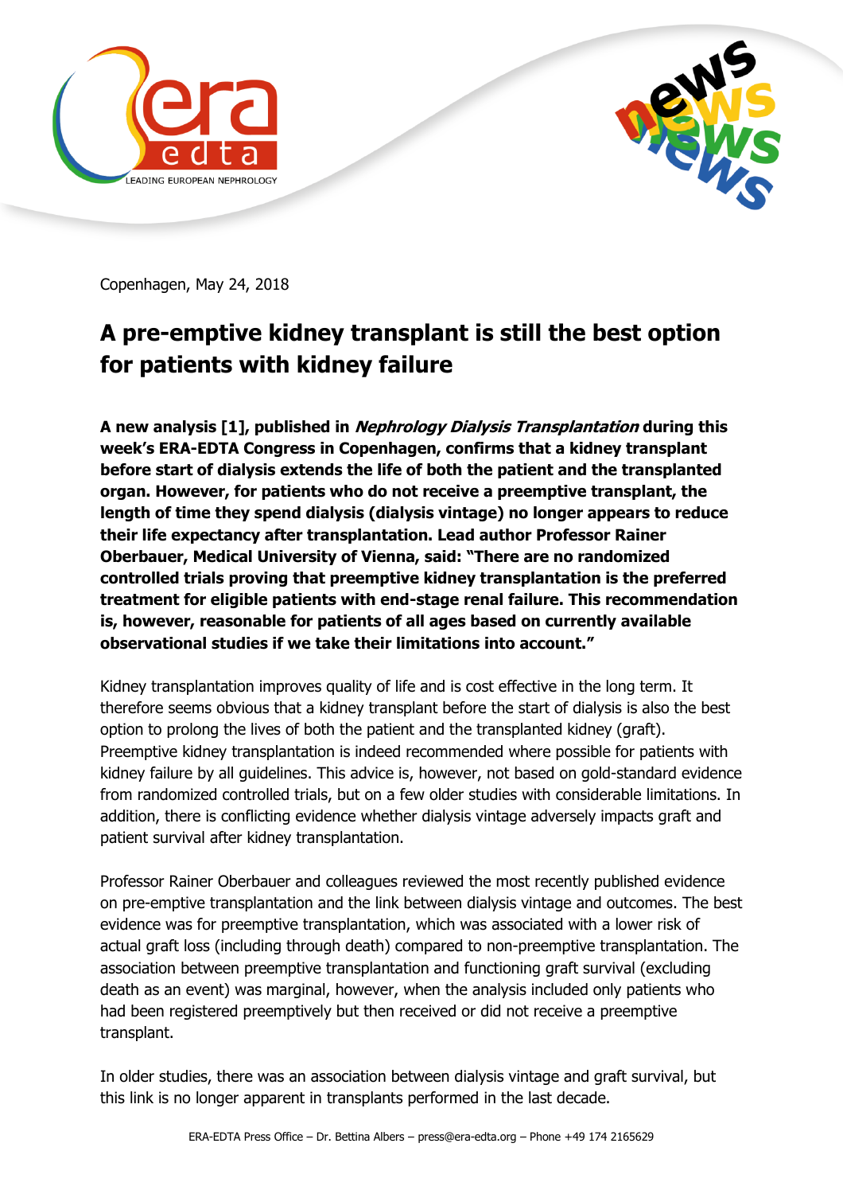Copenhagen, May 24, 2018

# A pre-emptive kidney transplant is still the best option for patients with kidney failure

**A new analysis [1], published in *Nephrology Dialysis Transplantation* during this week's ERA-EDTA Congress in Copenhagen, confirms that a kidney transplant before start of dialysis extends the life of both the patient and the transplanted organ. However, for patients who do not receive a preemptive transplant, the length of time they spend dialysis (dialysis vintage) no longer appears to reduce their life expectancy after transplantation. Lead author Professor Rainer Oberbauer, Medical University of Vienna, said: "There are no randomized controlled trials proving that preemptive kidney transplantation is the preferred treatment for eligible patients with end-stage renal failure. This recommendation is, however, reasonable for patients of all ages based on currently available observational studies if we take their limitations into account."**

Kidney transplantation improves quality of life and is cost effective in the long term. It therefore seems obvious that a kidney transplant before the start of dialysis is also the best option to prolong the lives of both the patient and the transplanted kidney (graft). Preemptive kidney transplantation is indeed recommended where possible for patients with kidney failure by all guidelines. This advice is, however, not based on gold-standard evidence from randomized controlled trials, but on a few older studies with considerable limitations. In addition, there is conflicting evidence whether dialysis vintage adversely impacts graft and patient survival after kidney transplantation.

Professor Rainer Oberbauer and colleagues reviewed the most recently published evidence on pre-emptive transplantation and the link between dialysis vintage and outcomes. The best evidence was for preemptive transplantation, which was associated with a lower risk of actual graft loss (including through death) compared to non-preemptive transplantation. The association between preemptive transplantation and functioning graft survival (excluding death as an event) was marginal, however, when the analysis included only patients who had been registered preemptively but then received or did not receive a preemptive transplant.

In older studies, there was an association between dialysis vintage and graft survival, but this link is no longer apparent in transplants performed in the last decade.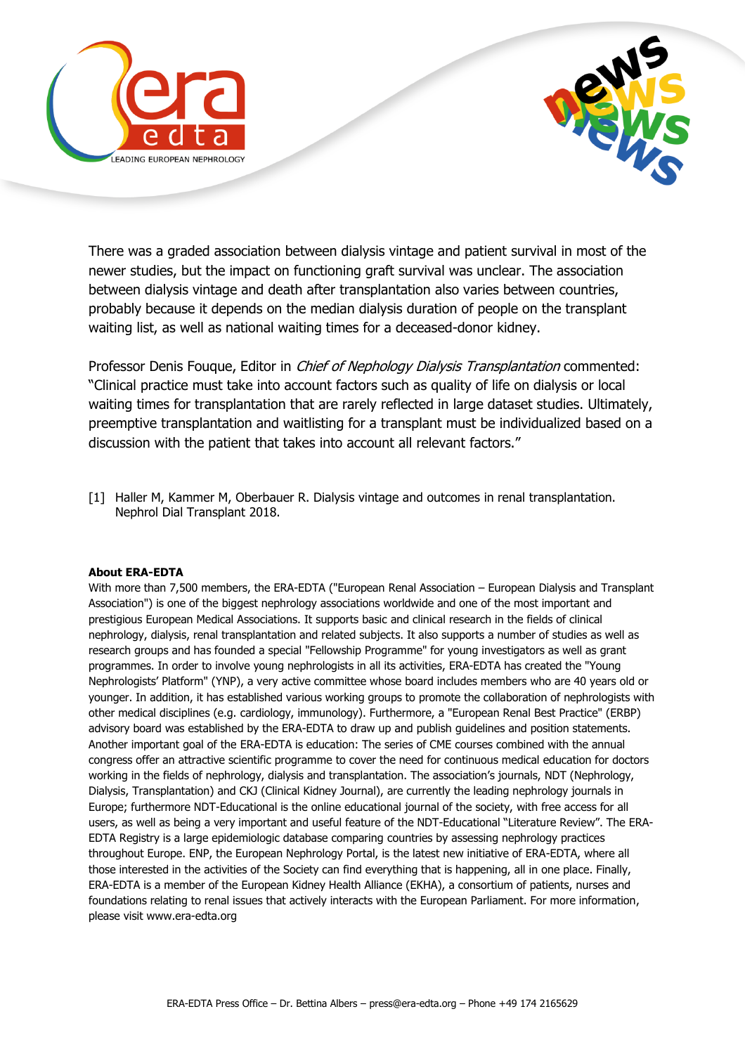There was a graded association between dialysis vintage and patient survival in most of the newer studies, but the impact on functioning graft survival was unclear. The association between dialysis vintage and death after transplantation also varies between countries, probably because it depends on the median dialysis duration of people on the transplant waiting list, as well as national waiting times for a deceased-donor kidney.

Professor Denis Fouque, Editor in *Chief of Nephology Dialysis Transplantation* commented: "Clinical practice must take into account factors such as quality of life on dialysis or local waiting times for transplantation that are rarely reflected in large dataset studies. Ultimately, preemptive transplantation and waitlisting for a transplant must be individualized based on a discussion with the patient that takes into account all relevant factors."

[1] Haller M, Kammer M, Oberbauer R. Dialysis vintage and outcomes in renal transplantation. Nephrol Dial Transplant 2018.

**About ERA-EDTA**

With more than 7,500 members, the ERA-EDTA ("European Renal Association – European Dialysis and Transplant Association") is one of the biggest nephrology associations worldwide and one of the most important and prestigious European Medical Associations. It supports basic and clinical research in the fields of clinical nephrology, dialysis, renal transplantation and related subjects. It also supports a number of studies as well as research groups and has founded a special "Fellowship Programme" for young investigators as well as grant programmes. In order to involve young nephrologists in all its activities, ERA-EDTA has created the "Young Nephrologists' Platform" (YNP), a very active committee whose board includes members who are 40 years old or younger. In addition, it has established various working groups to promote the collaboration of nephrologists with other medical disciplines (e.g. cardiology, immunology). Furthermore, a "European Renal Best Practice" (ERBP) advisory board was established by the ERA-EDTA to draw up and publish guidelines and position statements. Another important goal of the ERA-EDTA is education: The series of CME courses combined with the annual congress offer an attractive scientific programme to cover the need for continuous medical education for doctors working in the fields of nephrology, dialysis and transplantation. The association's journals, NDT (Nephrology, Dialysis, Transplantation) and CKJ (Clinical Kidney Journal), are currently the leading nephrology journals in Europe; furthermore NDT-Educational is the online educational journal of the society, with free access for all users, as well as being a very important and useful feature of the NDT-Educational "Literature Review". The ERA-EDTA Registry is a large epidemiologic database comparing countries by assessing nephrology practices throughout Europe. ENP, the European Nephrology Portal, is the latest new initiative of ERA-EDTA, where all those interested in the activities of the Society can find everything that is happening, all in one place. Finally, ERA-EDTA is a member of the European Kidney Health Alliance (EKHA), a consortium of patients, nurses and foundations relating to renal issues that actively interacts with the European Parliament. For more information, please visit www.era-edta.org